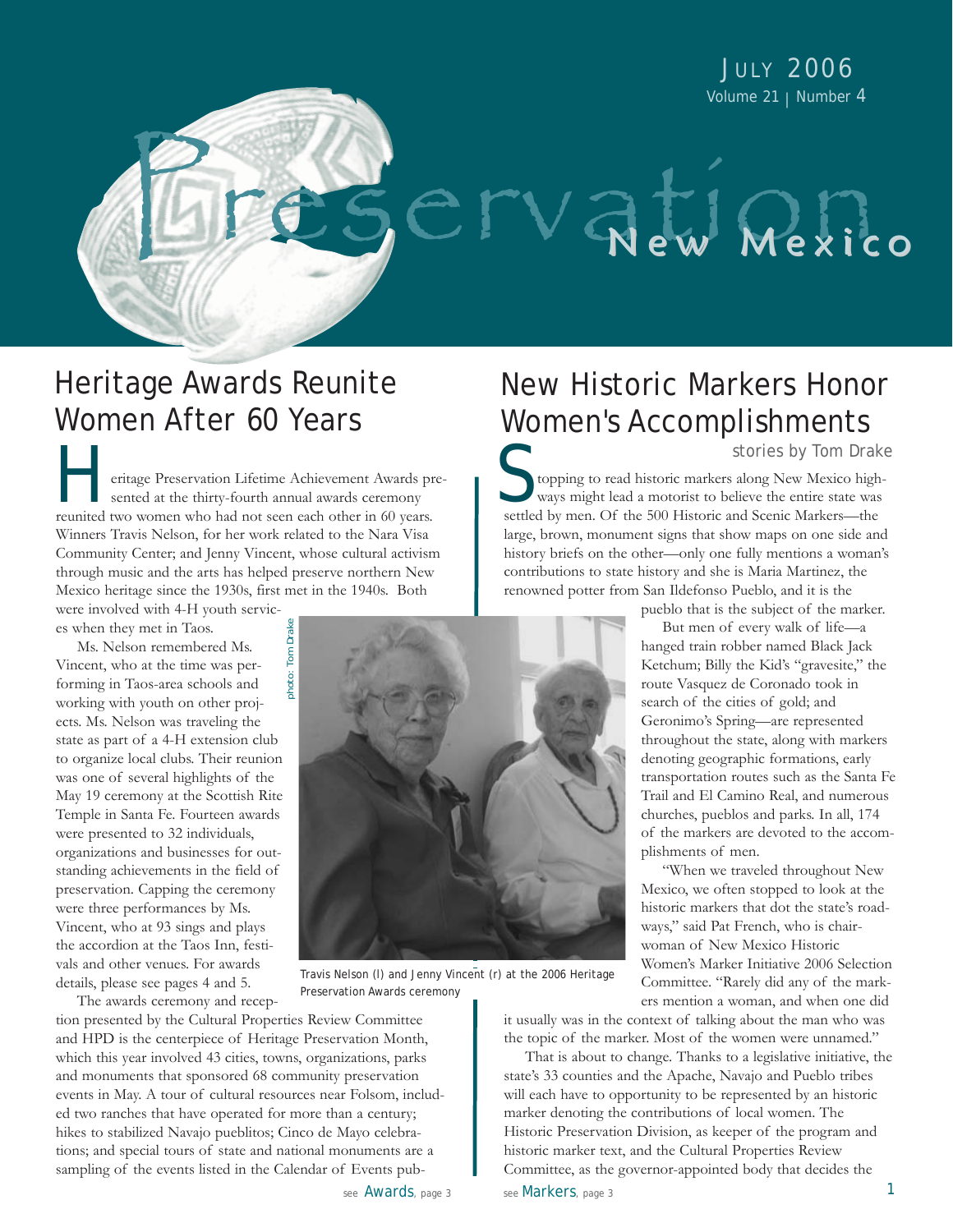# Preservation New Mexico

JULY 2006
Volume 21 | Number 4

## Heritage Awards Reunite Women After 60 Years

Heritage Preservation Lifetime Achievement Awards presented at the thirty-fourth annual awards ceremony reunited two women who had not seen each other in 60 years. Winners Travis Nelson, for her work related to the Nara Visa Community Center; and Jenny Vincent, whose cultural activism through music and the arts has helped preserve northern New Mexico heritage since the 1930s, first met in the 1940s. Both were involved with 4-H youth services when they met in Taos.

Ms. Nelson remembered Ms. Vincent, who at the time was performing in Taos-area schools and working with youth on other projects. Ms. Nelson was traveling the state as part of a 4-H extension club to organize local clubs. Their reunion was one of several highlights of the May 19 ceremony at the Scottish Rite Temple in Santa Fe. Fourteen awards were presented to 32 individuals, organizations and businesses for outstanding achievements in the field of preservation. Capping the ceremony were three performances by Ms. Vincent, who at 93 sings and plays the accordion at the Taos Inn, festivals and other venues. For awards details, please see pages 4 and 5.

The awards ceremony and reception presented by the Cultural Properties Review Committee and HPD is the centerpiece of Heritage Preservation Month, which this year involved 43 cities, towns, organizations, parks and monuments that sponsored 68 community preservation events in May. A tour of cultural resources near Folsom, included two ranches that have operated for more than a century; hikes to stabilized Navajo pueblitos; Cinco de Mayo celebrations; and special tours of state and national monuments are a sampling of the events listed in the Calendar of Events pub-

see Awards, page 3

photo: Tom Drake

Travis Nelson (l) and Jenny Vincent (r) at the 2006 Heritage Preservation Awards ceremony

## New Historic Markers Honor Women's Accomplishments

stories by Tom Drake

Stopping to read historic markers along New Mexico highways might lead a motorist to believe the entire state was settled by men. Of the 500 Historic and Scenic Markers—the large, brown, monument signs that show maps on one side and history briefs on the other—only one fully mentions a woman's contributions to state history and she is Maria Martinez, the renowned potter from San Ildefonso Pueblo, and it is the pueblo that is the subject of the marker.

But men of every walk of life—a hanged train robber named Black Jack Ketchum; Billy the Kid's "gravesite," the route Vasquez de Coronado took in search of the cities of gold; and Geronimo's Spring—are represented throughout the state, along with markers denoting geographic formations, early transportation routes such as the Santa Fe Trail and El Camino Real, and numerous churches, pueblos and parks. In all, 174 of the markers are devoted to the accomplishments of men.

"When we traveled throughout New Mexico, we often stopped to look at the historic markers that dot the state's roadways," said Pat French, who is chairwoman of New Mexico Historic Women's Marker Initiative 2006 Selection Committee. "Rarely did any of the markers mention a woman, and when one did it usually was in the context of talking about the man who was the topic of the marker. Most of the women were unnamed."

That is about to change. Thanks to a legislative initiative, the state's 33 counties and the Apache, Navajo and Pueblo tribes will each have to opportunity to be represented by an historic marker denoting the contributions of local women. The Historic Preservation Division, as keeper of the program and historic marker text, and the Cultural Properties Review Committee, as the governor-appointed body that decides the

see Markers, page 3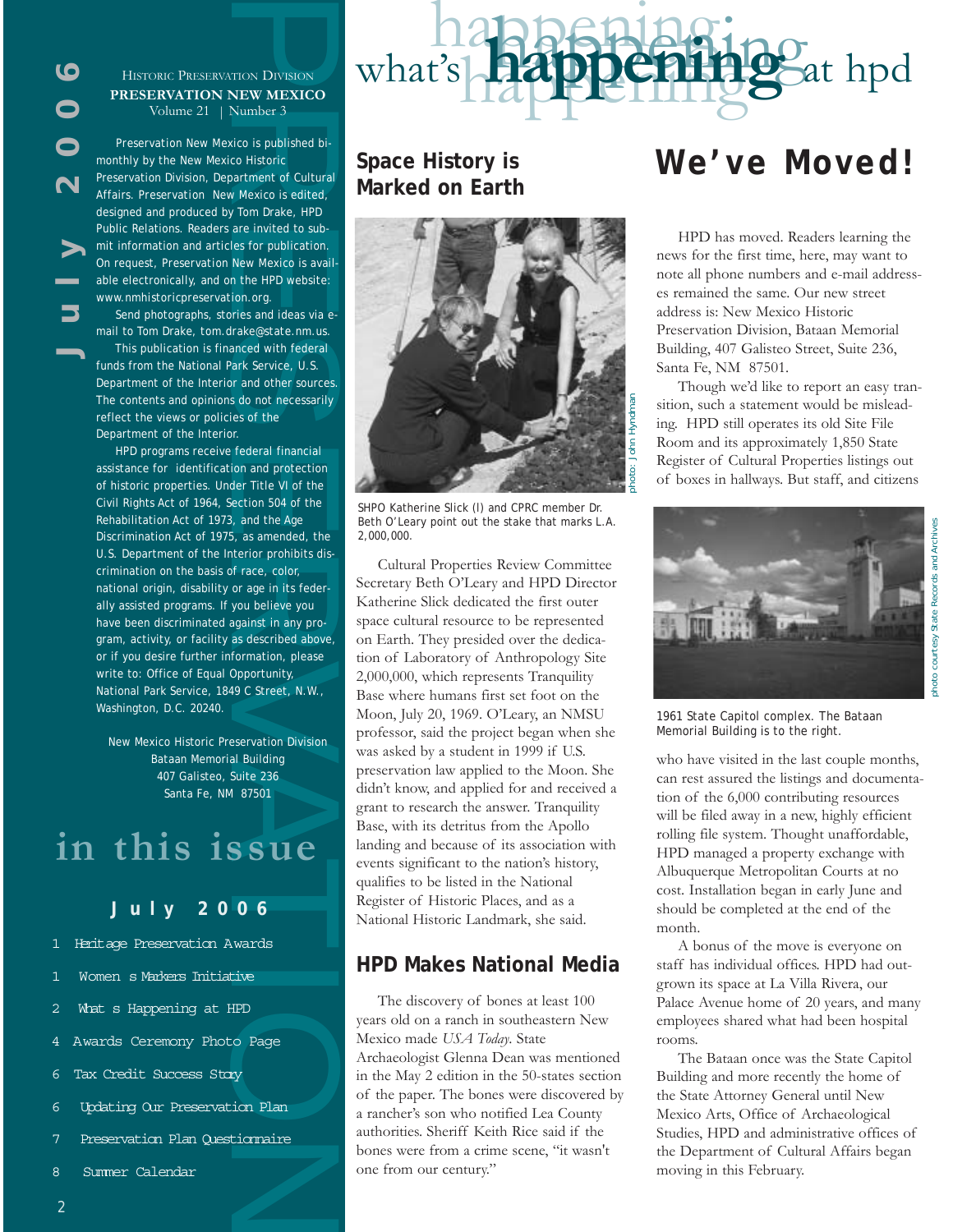July 2006

Historic Preservation Division
**PRESERVATION NEW MEXICO**
Volume 21 | Number 3

Preservation New Mexico is published bi-monthly by the New Mexico Historic Preservation Division, Department of Cultural Affairs. Preservation New Mexico is edited, designed and produced by Tom Drake, HPD Public Relations. Readers are invited to submit information and articles for publication. On request, Preservation New Mexico is available electronically, and on the HPD website: www.nmhistoricpreservation.org.

Send photographs, stories and ideas via e-mail to Tom Drake, tom.drake@state.nm.us.

This publication is financed with federal funds from the National Park Service, U.S. Department of the Interior and other sources. The contents and opinions do not necessarily reflect the views or policies of the Department of the Interior.

HPD programs receive federal financial assistance for identification and protection of historic properties. Under Title VI of the Civil Rights Act of 1964, Section 504 of the Rehabilitation Act of 1973, and the Age Discrimination Act of 1975, as amended, the U.S. Department of the Interior prohibits discrimination on the basis of race, color, national origin, disability or age in its federally assisted programs. If you believe you have been discriminated against in any program, activity, or facility as described above, or if you desire further information, please write to: Office of Equal Opportunity, National Park Service, 1849 C Street, N.W., Washington, D.C. 20240.

New Mexico Historic Preservation Division
Bataan Memorial Building
407 Galisteo, Suite 236
Santa Fe, NM 87501

## in this issue

**July 2006**

1 Heritage Preservation Awards
1 Women s Markers Initiative
2 What s Happening at HPD
4 Awards Ceremony Photo Page
6 Tax Credit Success Story
6 Updating Our Preservation Plan
7 Preservation Plan Questionnaire
8 Summer Calendar

# what's happening at hpd

## Space History is Marked on Earth

photo: John Hyndman

SHPO Katherine Slick (l) and CPRC member Dr. Beth O'Leary point out the stake that marks L.A. 2,000,000.

Cultural Properties Review Committee Secretary Beth O'Leary and HPD Director Katherine Slick dedicated the first outer space cultural resource to be represented on Earth. They presided over the dedication of Laboratory of Anthropology Site 2,000,000, which represents Tranquility Base where humans first set foot on the Moon, July 20, 1969. O'Leary, an NMSU professor, said the project began when she was asked by a student in 1999 if U.S. preservation law applied to the Moon. She didn't know, and applied for and received a grant to research the answer. Tranquility Base, with its detritus from the Apollo landing and because of its association with events significant to the nation's history, qualifies to be listed in the National Register of Historic Places, and as a National Historic Landmark, she said.

## HPD Makes National Media

The discovery of bones at least 100 years old on a ranch in southeastern New Mexico made *USA Today*. State Archaeologist Glenna Dean was mentioned in the May 2 edition in the 50-states section of the paper. The bones were discovered by a rancher's son who notified Lea County authorities. Sheriff Keith Rice said if the bones were from a crime scene, "it wasn't one from our century."

## We've Moved!

HPD has moved. Readers learning the news for the first time, here, may want to note all phone numbers and e-mail addresses remained the same. Our new street address is: New Mexico Historic Preservation Division, Bataan Memorial Building, 407 Galisteo Street, Suite 236, Santa Fe, NM 87501.

Though we'd like to report an easy transition, such a statement would be misleading. HPD still operates its old Site File Room and its approximately 1,850 State Register of Cultural Properties listings out of boxes in hallways. But staff, and citizens who have visited in the last couple months, can rest assured the listings and documentation of the 6,000 contributing resources will be filed away in a new, highly efficient rolling file system. Thought unaffordable, HPD managed a property exchange with Albuquerque Metropolitan Courts at no cost. Installation began in early June and should be completed at the end of the month.

photo courtesy State Records and Archives

1961 State Capitol complex. The Bataan Memorial Building is to the right.

A bonus of the move is everyone on staff has individual offices. HPD had outgrown its space at La Villa Rivera, our Palace Avenue home of 20 years, and many employees shared what had been hospital rooms.

The Bataan once was the State Capitol Building and more recently the home of the State Attorney General until New Mexico Arts, Office of Archaeological Studies, HPD and administrative offices of the Department of Cultural Affairs began moving in this February.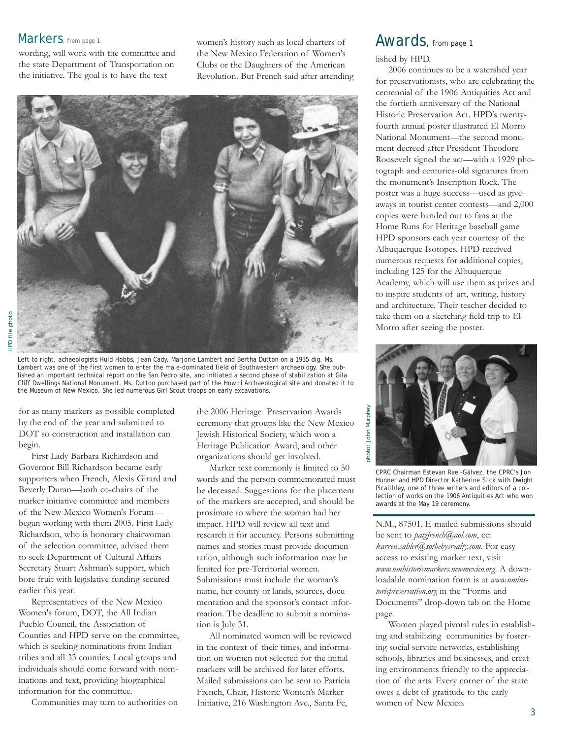## Markers, from page 1

wording, will work with the committee and the state Department of Transportation on the initiative. The goal is to have the text for as many markers as possible completed by the end of the year and submitted to DOT so construction and installation can begin.

First Lady Barbara Richardson and Governor Bill Richardson became early supporters when French, Alexis Girard and Beverly Duran—both co-chairs of the marker initiative committee and members of the New Mexico Women's Forum—began working with them 2005. First Lady Richardson, who is honorary chairwoman of the selection committee, advised them to seek Department of Cultural Affairs Secretary Stuart Ashman's support, which bore fruit with legislative funding secured earlier this year.

Representatives of the New Mexico Women's forum, DOT, the All Indian Pueblo Council, the Association of Counties and HPD serve on the committee, which is seeking nominations from Indian tribes and all 33 counties. Local groups and individuals should come forward with nominations and text, providing biographical information for the committee.

Communities may turn to authorities on women's history such as local charters of the New Mexico Federation of Women's Clubs or the Daughters of the American Revolution. But French said after attending the 2006 Heritage Preservation Awards ceremony that groups like the New Mexico Jewish Historical Society, which won a Heritage Publication Award, and other organizations should get involved.

Marker text commonly is limited to 50 words and the person commemorated must be deceased. Suggestions for the placement of the markers are accepted, and should be proximate to where the woman had her impact. HPD will review all text and research it for accuracy. Persons submitting names and stories must provide documentation, although such information may be limited for pre-Territorial women. Submissions must include the woman's name, her county or lands, sources, documentation and the sponsor's contact information. The deadline to submit a nomination is July 31.

All nominated women will be reviewed in the context of their times, and information on women not selected for the initial markers will be archived for later efforts. Mailed submissions can be sent to Patricia French, Chair, Historic Women's Marker Initiative, 216 Washington Ave., Santa Fe, N.M., 87501. E-mailed submissions should be sent to *patgfrench@aol.com*, cc: *karren.sahler@sothebysrealty.com*. For easy access to existing marker text, visit *www.nmhistoricmarkers.newmexico.org*. A downloadable nomination form is at *www.nmhistoricpreservation.org* in the "Forms and Documents" drop-down tab on the Home page.

Women played pivotal rules in establishing and stabilizing communities by fostering social service networks, establishing schools, libraries and businesses, and creating environments friendly to the appreciation of the arts. Every corner of the state owes a debt of gratitude to the early women of New Mexico.

HPD file photo

Left to right, achaeologists Huld Hobbs, Jean Cady, Marjorie Lambert and Bertha Dutton on a 1935 dig. Ms. Lambert was one of the first women to enter the male-dominated field of Southwestern archaeology. She published an important technical report on the San Pedro site, and initiated a second phase of stabilization at Gila Cliff Dwellings National Monument. Ms. Dutton purchased part of the Howiri Archaeological site and donated it to the Museum of New Mexico. She led numerous Girl Scout troops on early excavations.

## Awards, from page 1

lished by HPD.

2006 continues to be a watershed year for preservationists, who are celebrating the centennial of the 1906 Antiquities Act and the fortieth anniversary of the National Historic Preservation Act. HPD's twenty-fourth annual poster illustrated El Morro National Monument—the second monument decreed after President Theodore Roosevelt signed the act—with a 1929 photograph and centuries-old signatures from the monument's Inscription Rock. The poster was a huge success—used as giveaways in tourist center contests—and 2,000 copies were handed out to fans at the Home Runs for Heritage baseball game HPD sponsors each year courtesy of the Albuquerque Isotopes. HPD received numerous requests for additional copies, including 125 for the Albuquerque Academy, which will use them as prizes and to inspire students of art, writing, history and architecture. Their teacher decided to take them on a sketching field trip to El Morro after seeing the poster.

photo: John Murphey

CPRC Chairman Estevan Rael-Gálvez, the CPRC's Jon Hunner and HPD Director Katherine Slick with Dwight Picaithley, one of three writers and editors of a collection of works on the 1906 Antiquities Act who won awards at the May 19 ceremony.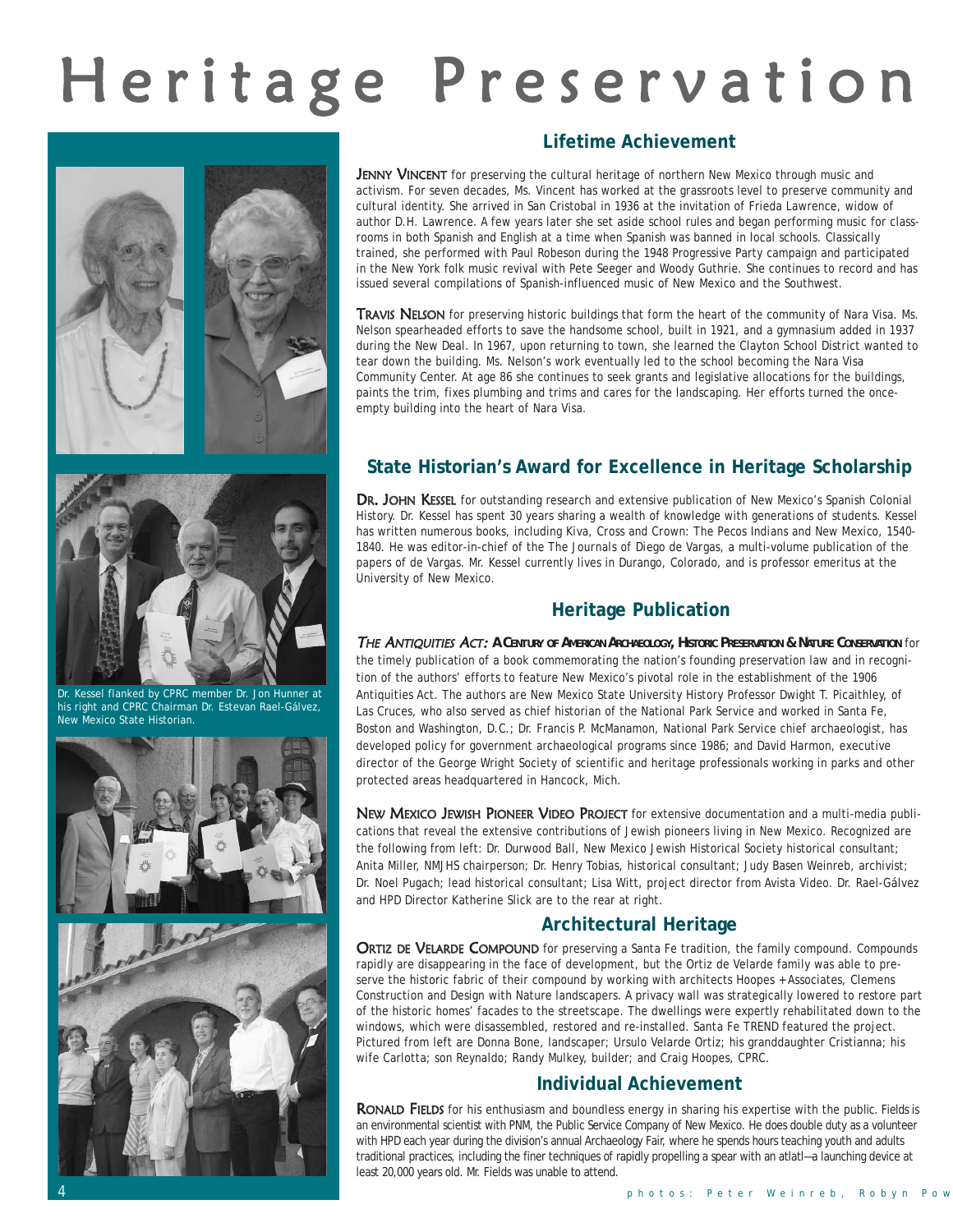# Heritage Preservation

## Lifetime Achievement

**JENNY VINCENT** for preserving the cultural heritage of northern New Mexico through music and activism. For seven decades, Ms. Vincent has worked at the grassroots level to preserve community and cultural identity. She arrived in San Cristobal in 1936 at the invitation of Frieda Lawrence, widow of author D.H. Lawrence. A few years later she set aside school rules and began performing music for classrooms in both Spanish and English at a time when Spanish was banned in local schools. Classically trained, she performed with Paul Robeson during the 1948 Progressive Party campaign and participated in the New York folk music revival with Pete Seeger and Woody Guthrie. She continues to record and has issued several compilations of Spanish-influenced music of New Mexico and the Southwest.

**TRAVIS NELSON** for preserving historic buildings that form the heart of the community of Nara Visa. Ms. Nelson spearheaded efforts to save the handsome school, built in 1921, and a gymnasium added in 1937 during the New Deal. In 1967, upon returning to town, she learned the Clayton School District wanted to tear down the building. Ms. Nelson's work eventually led to the school becoming the Nara Visa Community Center. At age 86 she continues to seek grants and legislative allocations for the buildings, paints the trim, fixes plumbing and trims and cares for the landscaping. Her efforts turned the once-empty building into the heart of Nara Visa.

## State Historian's Award for Excellence in Heritage Scholarship

**DR. JOHN KESSEL** for outstanding research and extensive publication of New Mexico's Spanish Colonial History. Dr. Kessel has spent 30 years sharing a wealth of knowledge with generations of students. Kessel has written numerous books, including Kiva, Cross and Crown: The Pecos Indians and New Mexico, 1540-1840. He was editor-in-chief of the The Journals of Diego de Vargas, a multi-volume publication of the papers of de Vargas. Mr. Kessel currently lives in Durango, Colorado, and is professor emeritus at the University of New Mexico.

Dr. Kessel flanked by CPRC member Dr. Jon Hunner at his right and CPRC Chairman Dr. Estevan Rael-Gálvez, New Mexico State Historian.

## Heritage Publication

***THE ANTIQUITIES ACT:* A CENTURY OF AMERICAN ARCHAEOLOGY, HISTORIC PRESERVATION & NATURE CONSERVATION** for the timely publication of a book commemorating the nation's founding preservation law and in recognition of the authors' efforts to feature New Mexico's pivotal role in the establishment of the 1906 Antiquities Act. The authors are New Mexico State University History Professor Dwight T. Picaithley, of Las Cruces, who also served as chief historian of the National Park Service and worked in Santa Fe, Boston and Washington, D.C.; Dr. Francis P. McManamon, National Park Service chief archaeologist, has developed policy for government archaeological programs since 1986; and David Harmon, executive director of the George Wright Society of scientific and heritage professionals working in parks and other protected areas headquartered in Hancock, Mich.

**NEW MEXICO JEWISH PIONEER VIDEO PROJECT** for extensive documentation and a multi-media publications that reveal the extensive contributions of Jewish pioneers living in New Mexico. Recognized are the following from left: Dr. Durwood Ball, New Mexico Jewish Historical Society historical consultant; Anita Miller, NMJHS chairperson; Dr. Henry Tobias, historical consultant; Judy Basen Weinreb, archivist; Dr. Noel Pugach; lead historical consultant; Lisa Witt, project director from Avista Video. Dr. Rael-Gálvez and HPD Director Katherine Slick are to the rear at right.

## Architectural Heritage

**ORTIZ DE VELARDE COMPOUND** for preserving a Santa Fe tradition, the family compound. Compounds rapidly are disappearing in the face of development, but the Ortiz de Velarde family was able to preserve the historic fabric of their compound by working with architects Hoopes + Associates, Clemens Construction and Design with Nature landscapers. A privacy wall was strategically lowered to restore part of the historic homes' facades to the streetscape. The dwellings were expertly rehabilitated down to the windows, which were disassembled, restored and re-installed. Santa Fe TREND featured the project. Pictured from left are Donna Bone, landscaper; Ursulo Velarde Ortiz; his granddaughter Cristianna; his wife Carlotta; son Reynaldo; Randy Mulkey, builder; and Craig Hoopes, CPRC.

## Individual Achievement

**RONALD FIELDS** for his enthusiasm and boundless energy in sharing his expertise with the public. Fields is an environmental scientist with PNM, the Public Service Company of New Mexico. He does double duty as a volunteer with HPD each year during the division's annual Archaeology Fair, where he spends hours teaching youth and adults traditional practices, including the finer techniques of rapidly propelling a spear with an atlatl—a launching device at least 20,000 years old. Mr. Fields was unable to attend.

photos: Peter Weinreb, Robyn Pow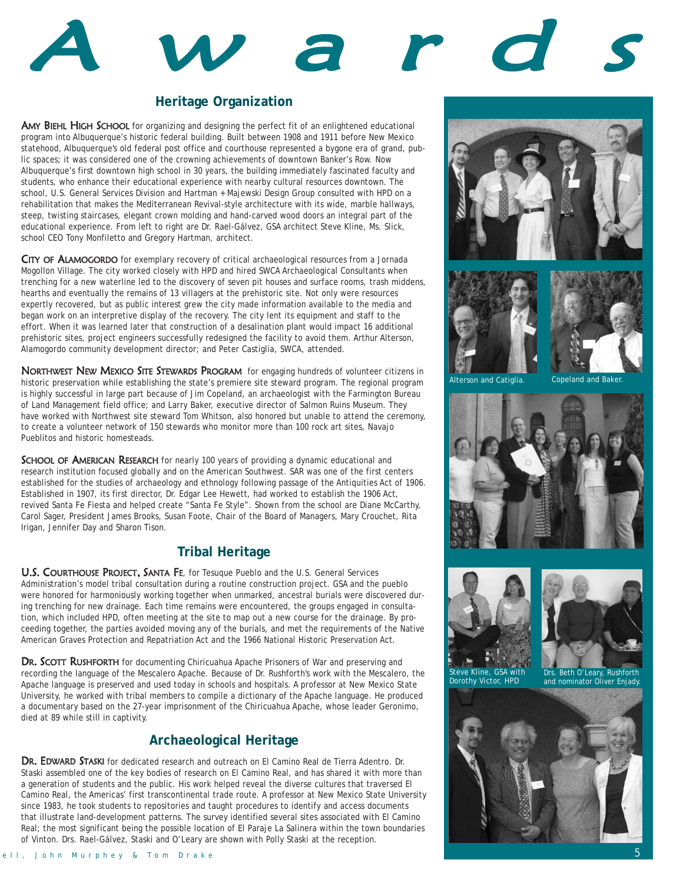# Awards

## Heritage Organization

**AMY BIEHL HIGH SCHOOL** for organizing and designing the perfect fit of an enlightened educational program into Albuquerque's historic federal building. Built between 1908 and 1911 before New Mexico statehood, Albuquerque's old federal post office and courthouse represented a bygone era of grand, public spaces; it was considered one of the crowning achievements of downtown Banker's Row. Now Albuquerque's first downtown high school in 30 years, the building immediately fascinated faculty and students, who enhance their educational experience with nearby cultural resources downtown. The school, U.S. General Services Division and Hartman + Majewski Design Group consulted with HPD on a rehabilitation that makes the Mediterranean Revival-style architecture with its wide, marble hallways, steep, twisting staircases, elegant crown molding and hand-carved wood doors an integral part of the educational experience. From left to right are Dr. Rael-Gálvez, GSA architect Steve Kline, Ms. Slick, school CEO Tony Monfiletto and Gregory Hartman, architect.

**CITY OF ALAMOGORDO** for exemplary recovery of critical archaeological resources from a Jornada Mogollon Village. The city worked closely with HPD and hired SWCA Archaeological Consultants when trenching for a new waterline led to the discovery of seven pit houses and surface rooms, trash middens, hearths and eventually the remains of 13 villagers at the prehistoric site. Not only were resources expertly recovered, but as public interest grew the city made information available to the media and began work on an interpretive display of the recovery. The city lent its equipment and staff to the effort. When it was learned later that construction of a desalination plant would impact 16 additional prehistoric sites, project engineers successfully redesigned the facility to avoid them. Arthur Alterson, Alamogordo community development director; and Peter Castiglia, SWCA, attended.

**NORTHWEST NEW MEXICO SITE STEWARDS PROGRAM** for engaging hundreds of volunteer citizens in historic preservation while establishing the state's premiere site steward program. The regional program is highly successful in large part because of Jim Copeland, an archaeologist with the Farmington Bureau of Land Management field office; and Larry Baker, executive director of Salmon Ruins Museum. They have worked with Northwest site steward Tom Whitson, also honored but unable to attend the ceremony, to create a volunteer network of 150 stewards who monitor more than 100 rock art sites, Navajo Pueblitos and historic homesteads.

**SCHOOL OF AMERICAN RESEARCH** for nearly 100 years of providing a dynamic educational and research institution focused globally and on the American Southwest. SAR was one of the first centers established for the studies of archaeology and ethnology following passage of the Antiquities Act of 1906. Established in 1907, its first director, Dr. Edgar Lee Hewett, had worked to establish the 1906 Act, revived Santa Fe Fiesta and helped create "Santa Fe Style". Shown from the school are Diane McCarthy, Carol Sager, President James Brooks, Susan Foote, Chair of the Board of Managers, Mary Crouchet, Rita Irigan, Jennifer Day and Sharon Tison.

## Tribal Heritage

**U.S. COURTHOUSE PROJECT, SANTA FE**, for Tesuque Pueblo and the U.S. General Services Administration's model tribal consultation during a routine construction project. GSA and the pueblo were honored for harmoniously working together when unmarked, ancestral burials were discovered during trenching for new drainage. Each time remains were encountered, the groups engaged in consultation, which included HPD, often meeting at the site to map out a new course for the drainage. By proceeding together, the parties avoided moving any of the burials, and met the requirements of the Native American Graves Protection and Repatriation Act and the 1966 National Historic Preservation Act.

**DR. SCOTT RUSHFORTH** for documenting Chiricuahua Apache Prisoners of War and preserving and recording the language of the Mescalero Apache. Because of Dr. Rushforth's work with the Mescalero, the Apache language is preserved and used today in schools and hospitals. A professor at New Mexico State University, he worked with tribal members to compile a dictionary of the Apache language. He produced a documentary based on the 27-year imprisonment of the Chiricahua Apache, whose leader Geronimo, died at 89 while still in captivity.

## Archaeological Heritage

**DR. EDWARD STASKI** for dedicated research and outreach on El Camino Real de Tierra Adentro. Dr. Staski assembled one of the key bodies of research on El Camino Real, and has shared it with more than a generation of students and the public. His work helped reveal the diverse cultures that traversed El Camino Real, the Americas' first transcontinental trade route. A professor at New Mexico State University since 1983, he took students to repositories and taught procedures to identify and access documents that illustrate land-development patterns. The survey identified several sites associated with El Camino Real; the most significant being the possible location of El Paraje La Salinera within the town boundaries of Vinton. Drs. Rael-Gálvez, Staski and O'Leary are shown with Polly Staski at the reception.

Alterson and Catiglia.

Copeland and Baker.

Steve Kline, GSA with Dorothy Victor, HPD

Drs. Beth O'Leary, Rushforth and nominator Oliver Enjady.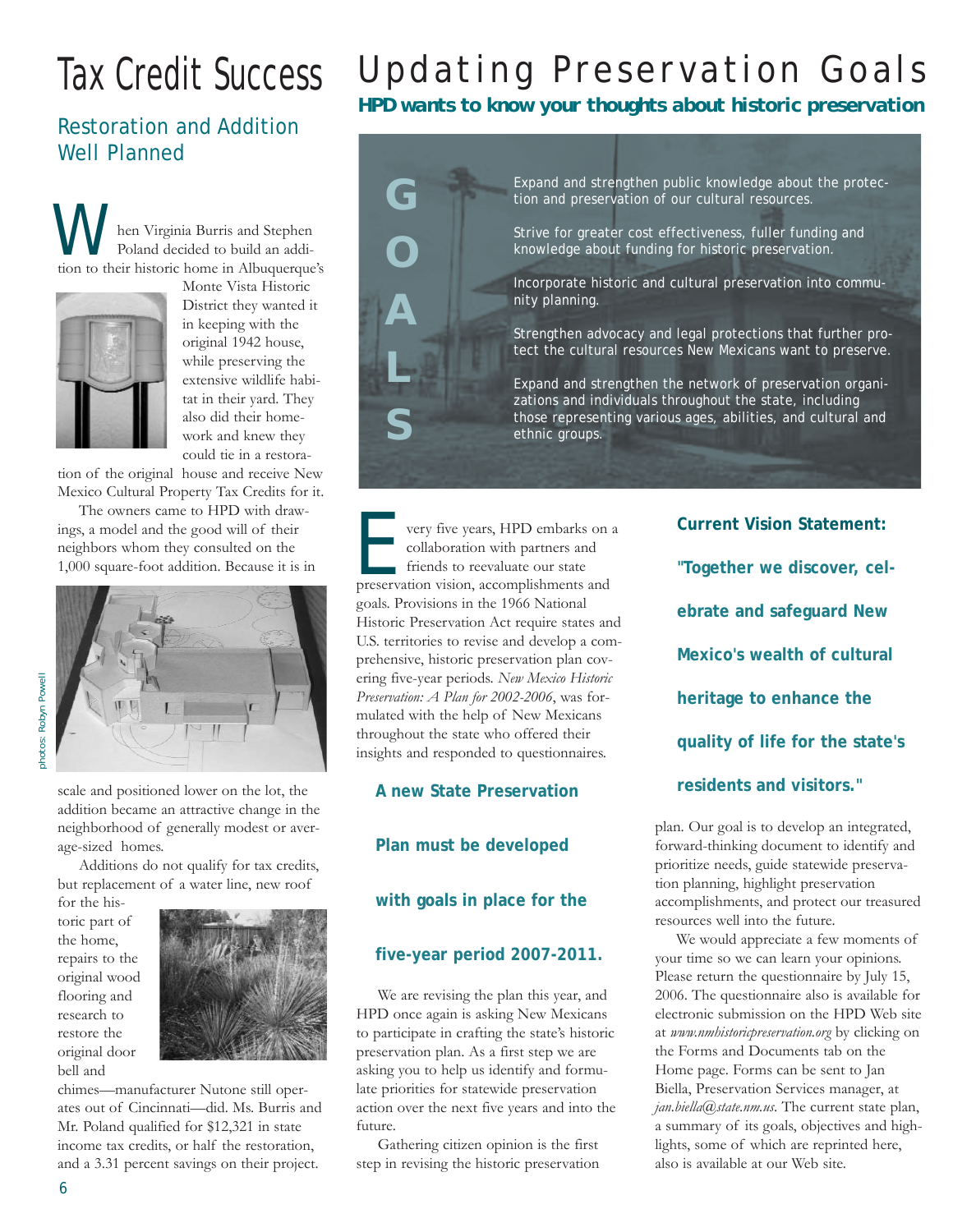# Tax Credit Success

## Restoration and Addition Well Planned

When Virginia Burris and Stephen Poland decided to build an addition to their historic home in Albuquerque's Monte Vista Historic District they wanted it in keeping with the original 1942 house, while preserving the extensive wildlife habitat in their yard. They also did their homework and knew they could tie in a restoration of the original house and receive New Mexico Cultural Property Tax Credits for it.

The owners came to HPD with drawings, a model and the good will of their neighbors whom they consulted on the 1,000 square-foot addition. Because it is in scale and positioned lower on the lot, the addition became an attractive change in the neighborhood of generally modest or average-sized homes.

Additions do not qualify for tax credits, but replacement of a water line, new roof for the historic part of the home, repairs to the original wood flooring and research to restore the original door bell and chimes—manufacturer Nutone still operates out of Cincinnati—did. Ms. Burris and Mr. Poland qualified for $12,321 in state income tax credits, or half the restoration, and a 3.31 percent savings on their project.

photos: Robyn Powell

# Updating Preservation Goals

**HPD wants to know your thoughts about historic preservation**

**GOALS**

- Expand and strengthen public knowledge about the protection and preservation of our cultural resources.
- Strive for greater cost effectiveness, fuller funding and knowledge about funding for historic preservation.
- Incorporate historic and cultural preservation into community planning.
- Strengthen advocacy and legal protections that further protect the cultural resources New Mexicans want to preserve.
- Expand and strengthen the network of preservation organizations and individuals throughout the state, including those representing various ages, abilities, and cultural and ethnic groups.

Every five years, HPD embarks on a collaboration with partners and friends to reevaluate our state preservation vision, accomplishments and goals. Provisions in the 1966 National Historic Preservation Act require states and U.S. territories to revise and develop a comprehensive, historic preservation plan covering five-year periods. *New Mexico Historic Preservation: A Plan for 2002-2006*, was formulated with the help of New Mexicans throughout the state who offered their insights and responded to questionnaires.

**A new State Preservation Plan must be developed with goals in place for the five-year period 2007-2011.**

We are revising the plan this year, and HPD once again is asking New Mexicans to participate in crafting the state's historic preservation plan. As a first step we are asking you to help us identify and formulate priorities for statewide preservation action over the next five years and into the future.

Gathering citizen opinion is the first step in revising the historic preservation plan. Our goal is to develop an integrated, forward-thinking document to identify and prioritize needs, guide statewide preservation planning, highlight preservation accomplishments, and protect our treasured resources well into the future.

**Current Vision Statement: "Together we discover, celebrate and safeguard New Mexico's wealth of cultural heritage to enhance the quality of life for the state's residents and visitors."**

We would appreciate a few moments of your time so we can learn your opinions. Please return the questionnaire by July 15, 2006. The questionnaire also is available for electronic submission on the HPD Web site at *www.nmhistoricpreservation.org* by clicking on the Forms and Documents tab on the Home page. Forms can be sent to Jan Biella, Preservation Services manager, at *jan.biella@state.nm.us*. The current state plan, a summary of its goals, objectives and highlights, some of which are reprinted here, also is available at our Web site.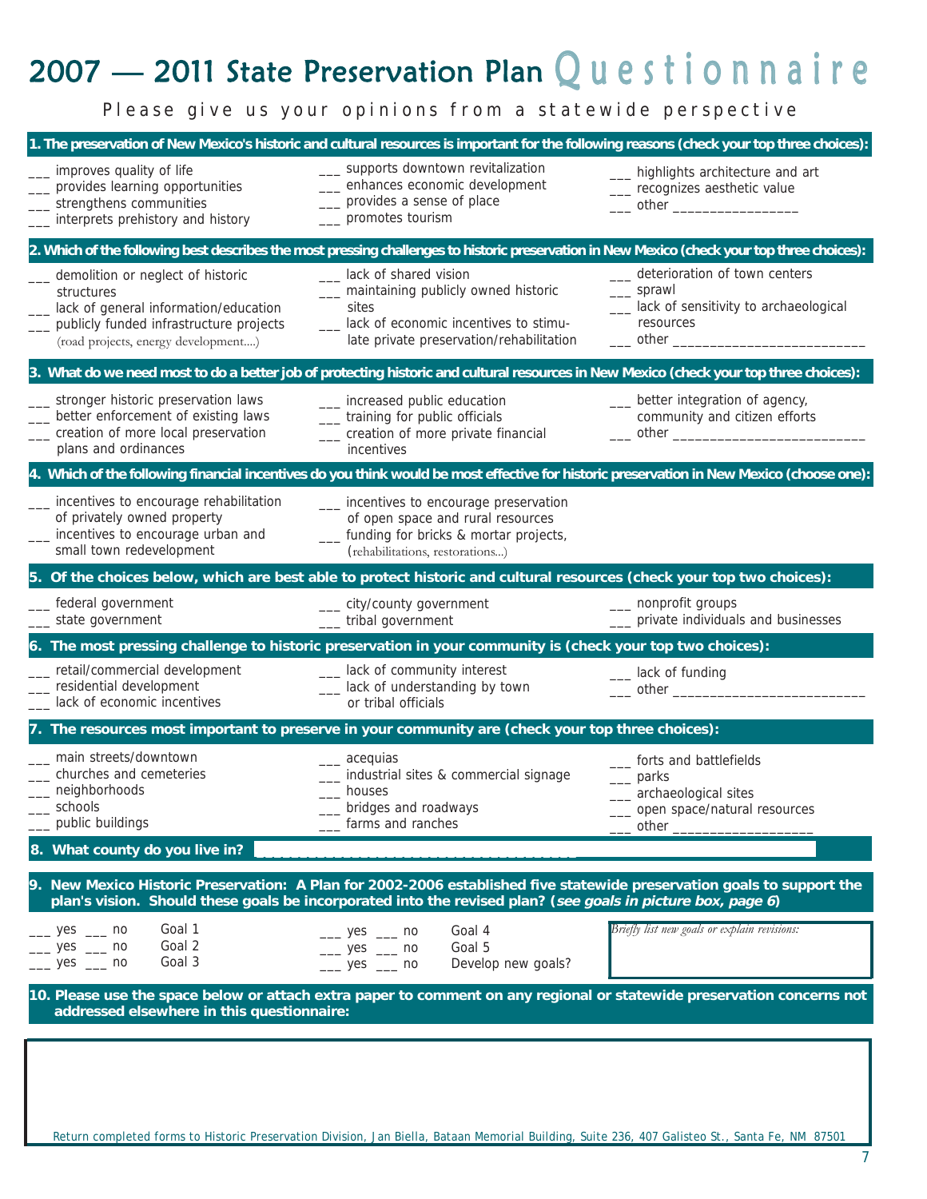# 2007 — 2011 State Preservation Plan Questionnaire

Please give us your opinions from a statewide perspective

**1. The preservation of New Mexico's historic and cultural resources is important for the following reasons (check your top three choices):**

___ improves quality of life
___ provides learning opportunities
___ strengthens communities
___ interprets prehistory and history
___ supports downtown revitalization
___ enhances economic development
___ provides a sense of place
___ promotes tourism
___ highlights architecture and art
___ recognizes aesthetic value
___ other _________________

**2. Which of the following best describes the most pressing challenges to historic preservation in New Mexico (check your top three choices):**

___ demolition or neglect of historic structures
___ lack of general information/education
___ publicly funded infrastructure projects (road projects, energy development....)
___ lack of shared vision
___ maintaining publicly owned historic sites
___ lack of economic incentives to stimulate private preservation/rehabilitation
___ deterioration of town centers
___ sprawl
___ lack of sensitivity to archaeological resources
___ other ___________________________

**3. What do we need most to do a better job of protecting historic and cultural resources in New Mexico (check your top three choices):**

___ stronger historic preservation laws
___ better enforcement of existing laws
___ creation of more local preservation plans and ordinances
___ increased public education
___ training for public officials
___ creation of more private financial incentives
___ better integration of agency, community and citizen efforts
___ other ___________________________

**4. Which of the following financial incentives do you think would be most effective for historic preservation in New Mexico (choose one):**

___ incentives to encourage rehabilitation of privately owned property
___ incentives to encourage urban and small town redevelopment
___ incentives to encourage preservation of open space and rural resources
___ funding for bricks & mortar projects, (rehabilitations, restorations...)

**5. Of the choices below, which are best able to protect historic and cultural resources (check your top two choices):**

___ federal government
___ state government
___ city/county government
___ tribal government
___ nonprofit groups
___ private individuals and businesses

**6. The most pressing challenge to historic preservation in your community is (check your top two choices):**

___ retail/commercial development
___ residential development
___ lack of economic incentives
___ lack of community interest
___ lack of understanding by town or tribal officials
___ lack of funding
___ other ___________________________

**7. The resources most important to preserve in your community are (check your top three choices):**

___ main streets/downtown
___ churches and cemeteries
___ neighborhoods
___ schools
___ public buildings
___ acequias
___ industrial sites & commercial signage
___ houses
___ bridges and roadways
___ farms and ranches
___ forts and battlefields
___ parks
___ archaeological sites
___ open space/natural resources
___ other __________________

**8. What county do you live in?** ____________________________________

**9. New Mexico Historic Preservation: A Plan for 2002-2006 established five statewide preservation goals to support the plan's vision. Should these goals be incorporated into the revised plan? (*see goals in picture box, page 6*)**

___ yes ___ no Goal 1
___ yes ___ no Goal 2
___ yes ___ no Goal 3
___ yes ___ no Goal 4
___ yes ___ no Goal 5
___ yes ___ no Develop new goals?

*Briefly list new goals or explain revisions:*

**10. Please use the space below or attach extra paper to comment on any regional or statewide preservation concerns not addressed elsewhere in this questionnaire:**

Return completed forms to Historic Preservation Division, Jan Biella, Bataan Memorial Building, Suite 236, 407 Galisteo St., Santa Fe, NM 87501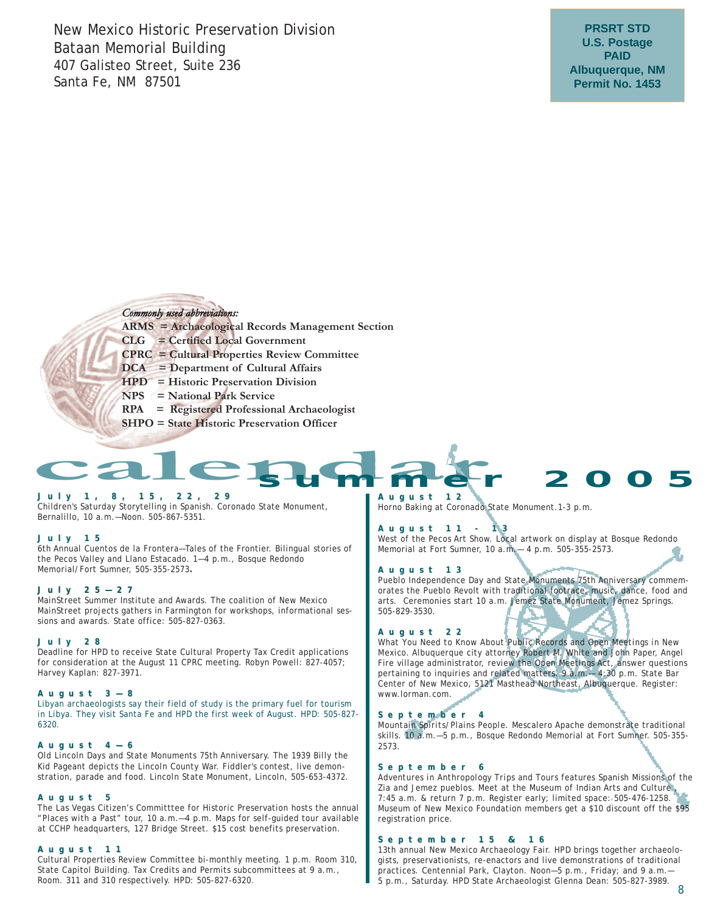New Mexico Historic Preservation Division
Bataan Memorial Building
407 Galisteo Street, Suite 236
Santa Fe, NM 87501

**PRSRT STD**
**U.S. Postage**
**PAID**
**Albuquerque, NM**
**Permit No. 1453**

*Commonly used abbreviations:*

**ARMS = Archaeological Records Management Section**
**CLG = Certified Local Government**
**CPRC = Cultural Properties Review Committee**
**DCA = Department of Cultural Affairs**
**HPD = Historic Preservation Division**
**NPS = National Park Service**
**RPA = Registered Professional Archaeologist**
**SHPO = State Historic Preservation Officer**

# calendar summer 2005

**July 1, 8, 15, 22, 29**
Children's Saturday Storytelling in Spanish. Coronado State Monument, Bernalillo, 10 a.m.—Noon. 505-867-5351.

**July 15**
6th Annual Cuentos de la Frontera—Tales of the Frontier. Bilingual stories of the Pecos Valley and Llano Estacado. 1—4 p.m., Bosque Redondo Memorial/Fort Sumner, 505-355-2573.

**July 25—27**
MainStreet Summer Institute and Awards. The coalition of New Mexico MainStreet projects gathers in Farmington for workshops, informational sessions and awards. State office: 505-827-0363.

**July 28**
Deadline for HPD to receive State Cultural Property Tax Credit applications for consideration at the August 11 CPRC meeting. Robyn Powell: 827-4057; Harvey Kaplan: 827-3971.

**August 3—8**
Libyan archaeologists say their field of study is the primary fuel for tourism in Libya. They visit Santa Fe and HPD the first week of August. HPD: 505-827-6320.

**August 4—6**
Old Lincoln Days and State Monuments 75th Anniversary. The 1939 Billy the Kid Pageant depicts the Lincoln County War. Fiddler's contest, live demonstration, parade and food. Lincoln State Monument, Lincoln, 505-653-4372.

**August 5**
The Las Vegas Citizen's Committtee for Historic Preservation hosts the annual "Places with a Past" tour, 10 a.m.—4 p.m. Maps for self-guided tour available at CCHP headquarters, 127 Bridge Street. $15 cost benefits preservation.

**August 11**
Cultural Properties Review Committee bi-monthly meeting. 1 p.m. Room 310, State Capitol Building. Tax Credits and Permits subcommittees at 9 a.m., Room. 311 and 310 respectively. HPD: 505-827-6320.

**August 12**
Horno Baking at Coronado State Monument.1-3 p.m.

**August 11 - 13**
West of the Pecos Art Show. Local artwork on display at Bosque Redondo Memorial at Fort Sumner, 10 a.m.— 4 p.m. 505-355-2573.

**August 13**
Pueblo Independence Day and State Monuments 75th Anniversary commemorates the Pueblo Revolt with traditional footrace, music, dance, food and arts. Ceremonies start 10 a.m. Jemez State Monument, Jemez Springs. 505-829-3530.

**August 22**
What You Need to Know About Public Records and Open Meetings in New Mexico. Albuquerque city attorney Robert M. White and John Paper, Angel Fire village administrator, review the Open Meetings Act, answer questions pertaining to inquiries and related matters. 9 a.m.— 4:30 p.m. State Bar Center of New Mexico, 5121 Masthead Northeast, Albuquerque. Register: www.lorman.com.

**September 4**
Mountain Spirits/Plains People. Mescalero Apache demonstrate traditional skills. 10 a.m.—5 p.m., Bosque Redondo Memorial at Fort Sumner. 505-355-2573.

**September 6**
Adventures in Anthropology Trips and Tours features Spanish Missions of the Zia and Jemez pueblos. Meet at the Museum of Indian Arts and Culture, 7:45 a.m. & return 7 p.m. Register early; limited space: 505-476-1258. Museum of New Mexico Foundation members get a $10 discount off the $95 registration price.

**September 15 & 16**
13th annual New Mexico Archaeology Fair. HPD brings together archaeologists, preservationists, re-enactors and live demonstrations of traditional practices. Centennial Park, Clayton. Noon—5 p.m., Friday; and 9 a.m.—5 p.m., Saturday. HPD State Archaeologist Glenna Dean: 505-827-3989.